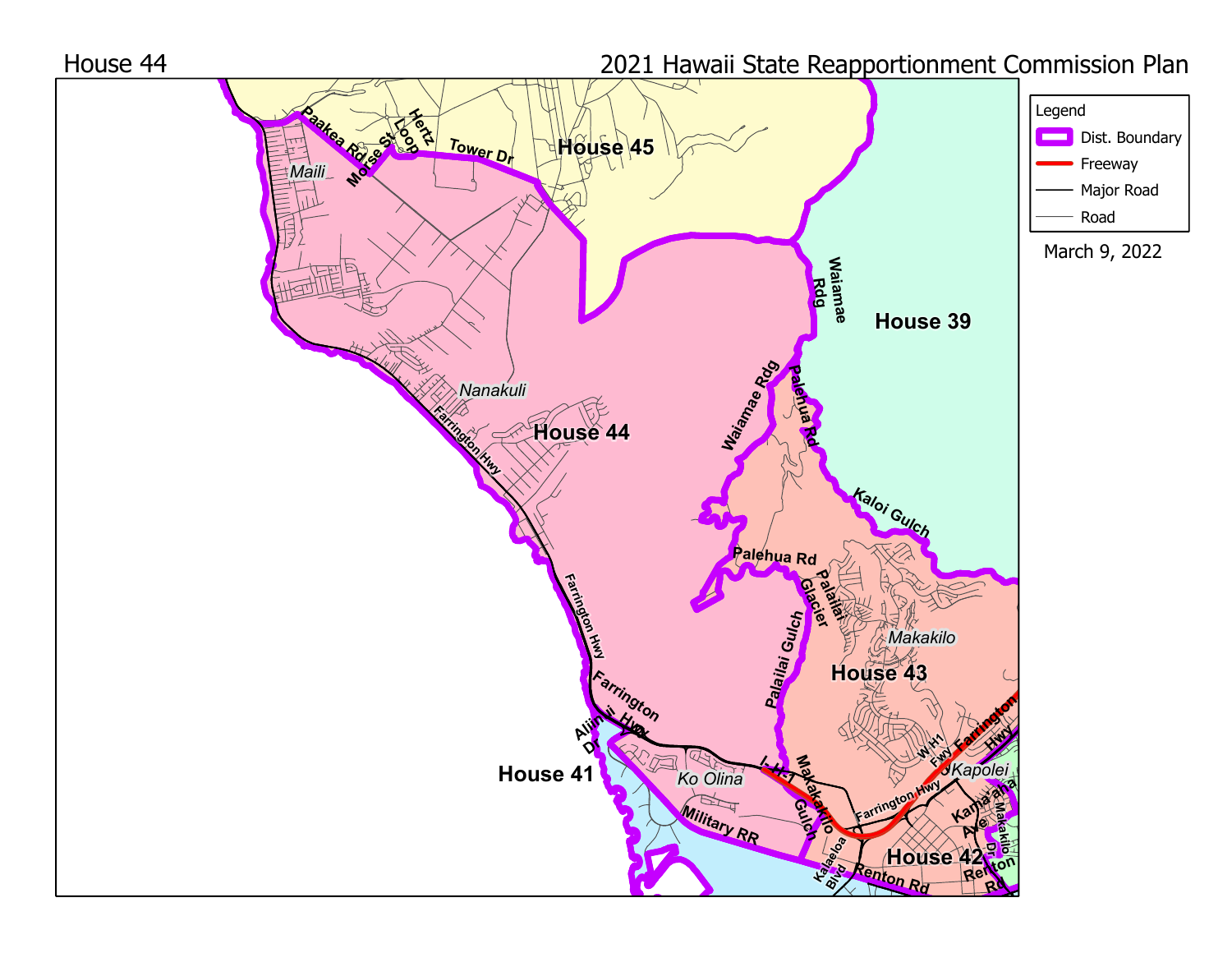House 44

2021 Hawaii State Reapportionment Commission Plan

Legend

- Dist. Boundary
- Freeway
- Major Road
- Road

March 9, 2022

House 44

House 45

House 39

House 43

House 41

House 42

Maili

Nanakuli

Ko Olina

Makakilo

Kapolei

Paakea Rd

Morse St

Hertz Loop

Tower Dr

Waiamae Rdg

Palehua Rd

Kaloi Gulch

Palailai Glacier

Palailai Gulch

Farrington Hwy

Aliinui Dr

Makakilo Gulch

I-H-1

W H1 Fwy

Military RR

Kalaeloa Blvd

Renton Rd

Kama'aha Ave

Makakilo Dr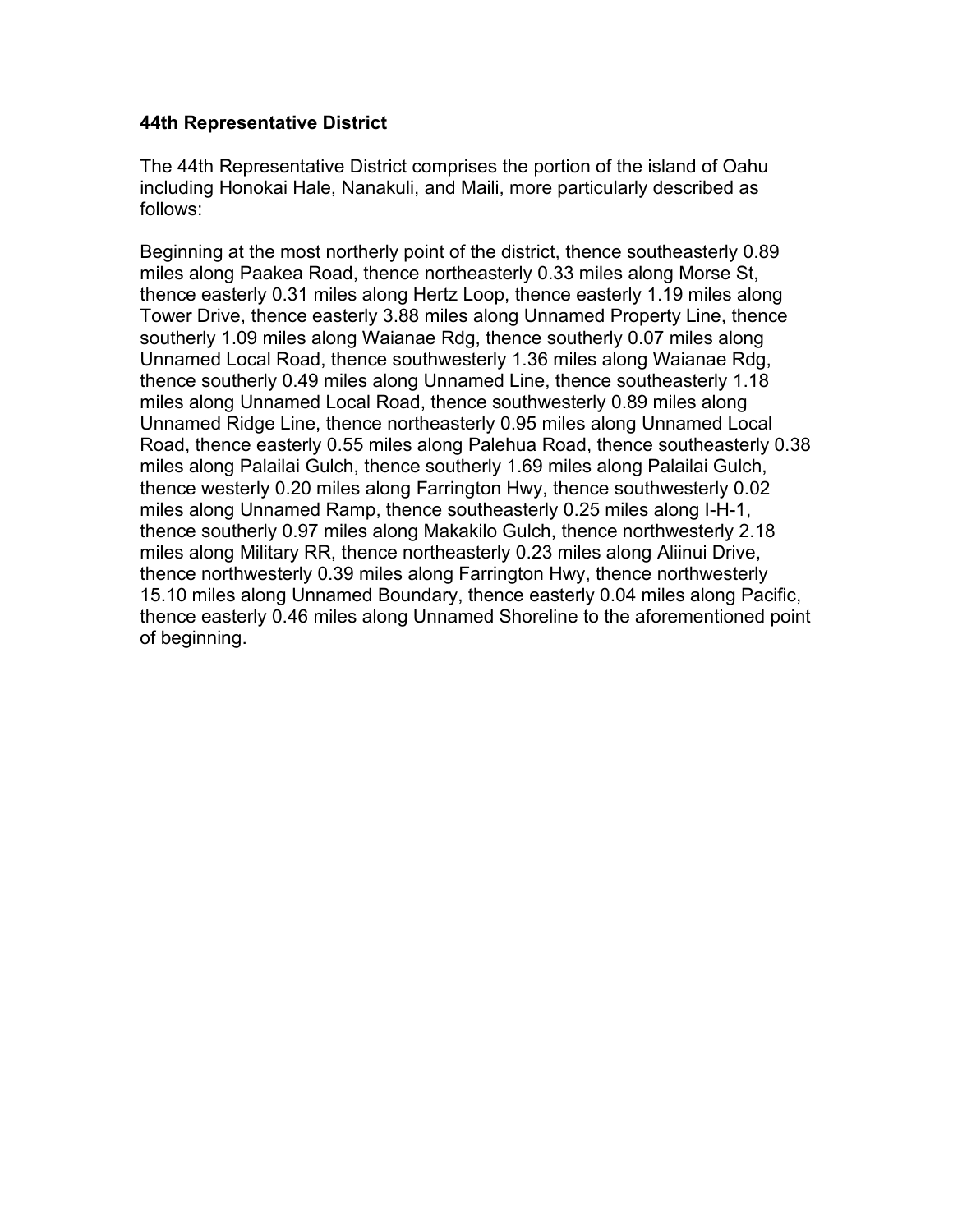**44th Representative District**

The 44th Representative District comprises the portion of the island of Oahu including Honokai Hale, Nanakuli, and Maili, more particularly described as follows:

Beginning at the most northerly point of the district, thence southeasterly 0.89 miles along Paakea Road, thence northeasterly 0.33 miles along Morse St, thence easterly 0.31 miles along Hertz Loop, thence easterly 1.19 miles along Tower Drive, thence easterly 3.88 miles along Unnamed Property Line, thence southerly 1.09 miles along Waianae Rdg, thence southerly 0.07 miles along Unnamed Local Road, thence southwesterly 1.36 miles along Waianae Rdg, thence southerly 0.49 miles along Unnamed Line, thence southeasterly 1.18 miles along Unnamed Local Road, thence southwesterly 0.89 miles along Unnamed Ridge Line, thence northeasterly 0.95 miles along Unnamed Local Road, thence easterly 0.55 miles along Palehua Road, thence southeasterly 0.38 miles along Palailai Gulch, thence southerly 1.69 miles along Palailai Gulch, thence westerly 0.20 miles along Farrington Hwy, thence southwesterly 0.02 miles along Unnamed Ramp, thence southeasterly 0.25 miles along I-H-1, thence southerly 0.97 miles along Makakilo Gulch, thence northwesterly 2.18 miles along Military RR, thence northeasterly 0.23 miles along Aliinui Drive, thence northwesterly 0.39 miles along Farrington Hwy, thence northwesterly 15.10 miles along Unnamed Boundary, thence easterly 0.04 miles along Pacific, thence easterly 0.46 miles along Unnamed Shoreline to the aforementioned point of beginning.